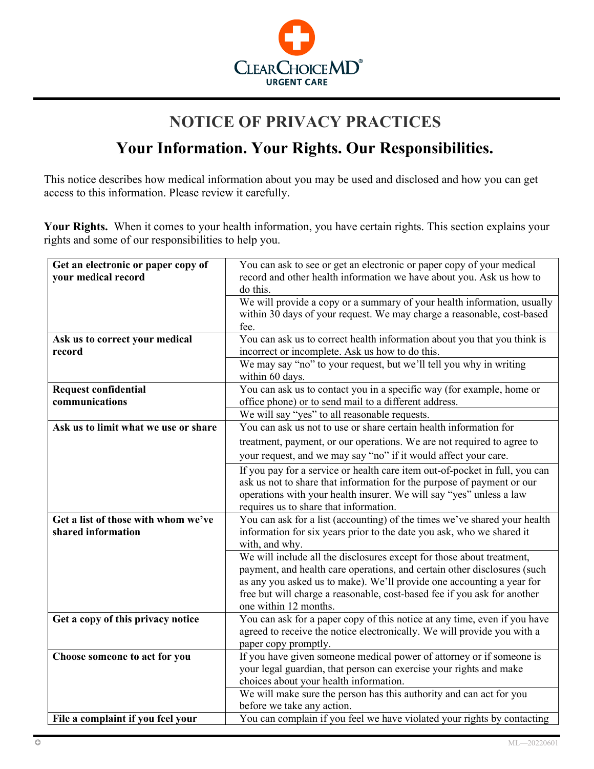CLEARCHOICEMD®
URGENT CARE

# NOTICE OF PRIVACY PRACTICES

## Your Information. Your Rights. Our Responsibilities.

This notice describes how medical information about you may be used and disclosed and how you can get access to this information. Please review it carefully.

**Your Rights.** When it comes to your health information, you have certain rights. This section explains your rights and some of our responsibilities to help you.

| | |
|---|---|
| **Get an electronic or paper copy of your medical record** | You can ask to see or get an electronic or paper copy of your medical record and other health information we have about you. Ask us how to do this. |
| | We will provide a copy or a summary of your health information, usually within 30 days of your request. We may charge a reasonable, cost-based fee. |
| **Ask us to correct your medical record** | You can ask us to correct health information about you that you think is incorrect or incomplete. Ask us how to do this. |
| | We may say "no" to your request, but we'll tell you why in writing within 60 days. |
| **Request confidential communications** | You can ask us to contact you in a specific way (for example, home or office phone) or to send mail to a different address. |
| | We will say "yes" to all reasonable requests. |
| **Ask us to limit what we use or share** | You can ask us not to use or share certain health information for treatment, payment, or our operations. We are not required to agree to your request, and we may say "no" if it would affect your care. |
| | If you pay for a service or health care item out-of-pocket in full, you can ask us not to share that information for the purpose of payment or our operations with your health insurer. We will say "yes" unless a law requires us to share that information. |
| **Get a list of those with whom we've shared information** | You can ask for a list (accounting) of the times we've shared your health information for six years prior to the date you ask, who we shared it with, and why. |
| | We will include all the disclosures except for those about treatment, payment, and health care operations, and certain other disclosures (such as any you asked us to make). We'll provide one accounting a year for free but will charge a reasonable, cost-based fee if you ask for another one within 12 months. |
| **Get a copy of this privacy notice** | You can ask for a paper copy of this notice at any time, even if you have agreed to receive the notice electronically. We will provide you with a paper copy promptly. |
| **Choose someone to act for you** | If you have given someone medical power of attorney or if someone is your legal guardian, that person can exercise your rights and make choices about your health information. |
| | We will make sure the person has this authority and can act for you before we take any action. |
| **File a complaint if you feel your** | You can complain if you feel we have violated your rights by contacting |

ML—20220601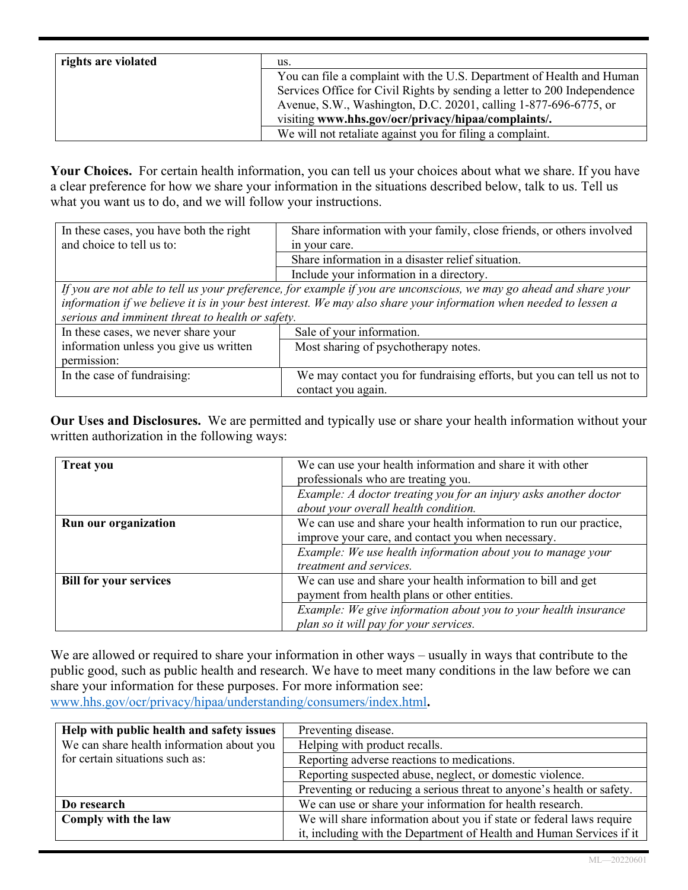| | |
|---|---|
| **rights are violated** | us. |
| | You can file a complaint with the U.S. Department of Health and Human Services Office for Civil Rights by sending a letter to 200 Independence Avenue, S.W., Washington, D.C. 20201, calling 1-877-696-6775, or visiting **www.hhs.gov/ocr/privacy/hipaa/complaints/.** |
| | We will not retaliate against you for filing a complaint. |

**Your Choices.** For certain health information, you can tell us your choices about what we share. If you have a clear preference for how we share your information in the situations described below, talk to us. Tell us what you want us to do, and we will follow your instructions.

| | |
|---|---|
| In these cases, you have both the right and choice to tell us to: | Share information with your family, close friends, or others involved in your care. |
| | Share information in a disaster relief situation. |
| | Include your information in a directory. |
| *If you are not able to tell us your preference, for example if you are unconscious, we may go ahead and share your information if we believe it is in your best interest. We may also share your information when needed to lessen a serious and imminent threat to health or safety.* | |
| In these cases, we never share your information unless you give us written permission: | Sale of your information. |
| | Most sharing of psychotherapy notes. |
| In the case of fundraising: | We may contact you for fundraising efforts, but you can tell us not to contact you again. |

**Our Uses and Disclosures.** We are permitted and typically use or share your health information without your written authorization in the following ways:

| | |
|---|---|
| **Treat you** | We can use your health information and share it with other professionals who are treating you. |
| | *Example: A doctor treating you for an injury asks another doctor about your overall health condition.* |
| **Run our organization** | We can use and share your health information to run our practice, improve your care, and contact you when necessary. |
| | *Example: We use health information about you to manage your treatment and services.* |
| **Bill for your services** | We can use and share your health information to bill and get payment from health plans or other entities. |
| | *Example: We give information about you to your health insurance plan so it will pay for your services.* |

We are allowed or required to share your information in other ways – usually in ways that contribute to the public good, such as public health and research. We have to meet many conditions in the law before we can share your information for these purposes. For more information see: www.hhs.gov/ocr/privacy/hipaa/understanding/consumers/index.html**.**

| | |
|---|---|
| **Help with public health and safety issues** We can share health information about you for certain situations such as: | Preventing disease. |
| | Helping with product recalls. |
| | Reporting adverse reactions to medications. |
| | Reporting suspected abuse, neglect, or domestic violence. |
| | Preventing or reducing a serious threat to anyone's health or safety. |
| **Do research** | We can use or share your information for health research. |
| **Comply with the law** | We will share information about you if state or federal laws require it, including with the Department of Health and Human Services if it |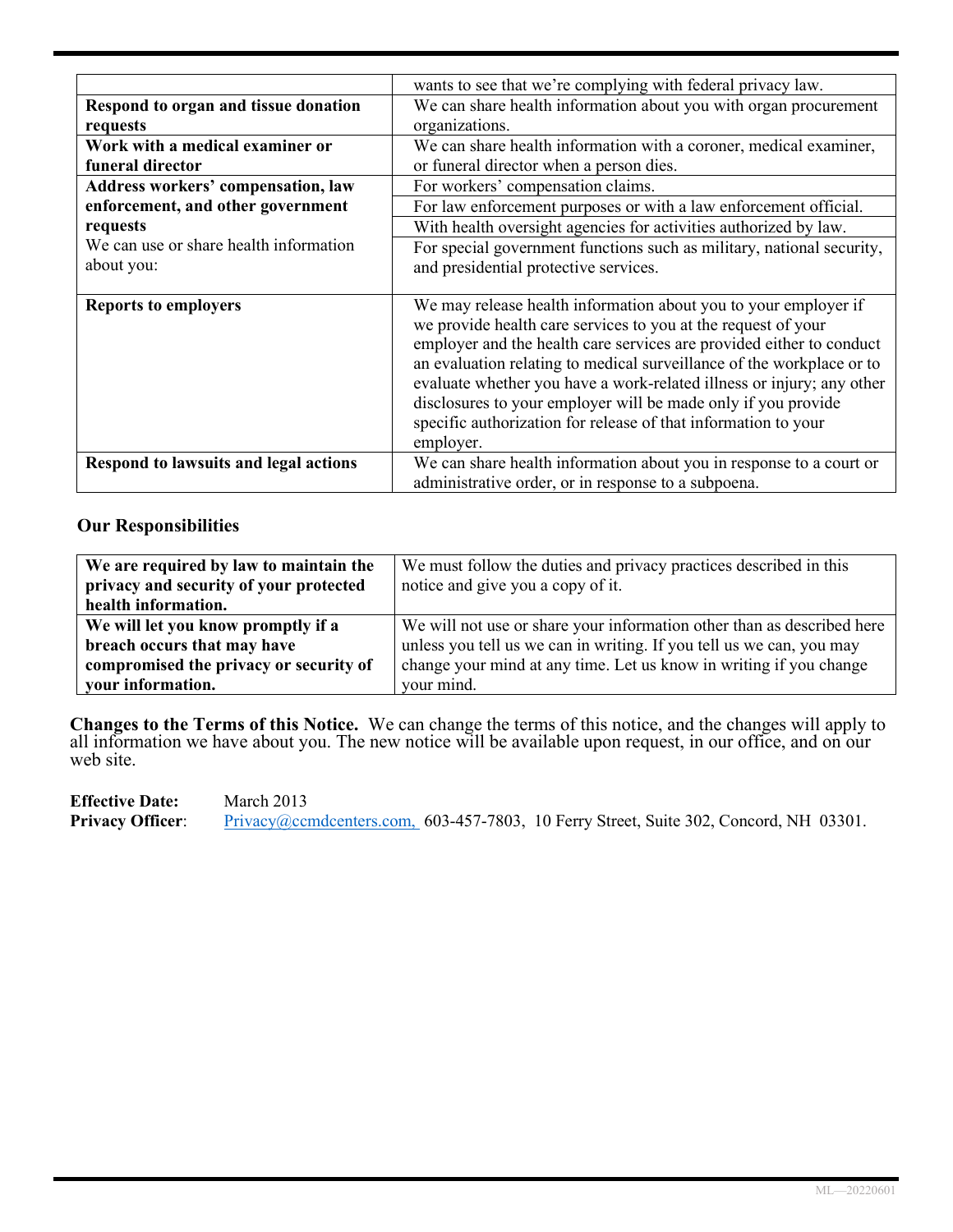| | |
|---|---|
| | wants to see that we're complying with federal privacy law. |
| **Respond to organ and tissue donation requests** | We can share health information about you with organ procurement organizations. |
| **Work with a medical examiner or funeral director** | We can share health information with a coroner, medical examiner, or funeral director when a person dies. |
| **Address workers' compensation, law enforcement, and other government requests**<br>We can use or share health information about you: | For workers' compensation claims. |
| | For law enforcement purposes or with a law enforcement official. |
| | With health oversight agencies for activities authorized by law. |
| | For special government functions such as military, national security, and presidential protective services. |
| **Reports to employers** | We may release health information about you to your employer if we provide health care services to you at the request of your employer and the health care services are provided either to conduct an evaluation relating to medical surveillance of the workplace or to evaluate whether you have a work-related illness or injury; any other disclosures to your employer will be made only if you provide specific authorization for release of that information to your employer. |
| **Respond to lawsuits and legal actions** | We can share health information about you in response to a court or administrative order, or in response to a subpoena. |

**Our Responsibilities**

| | |
|---|---|
| **We are required by law to maintain the privacy and security of your protected health information.** | We must follow the duties and privacy practices described in this notice and give you a copy of it. |
| **We will let you know promptly if a breach occurs that may have compromised the privacy or security of your information.** | We will not use or share your information other than as described here unless you tell us we can in writing. If you tell us we can, you may change your mind at any time. Let us know in writing if you change your mind. |

**Changes to the Terms of this Notice.** We can change the terms of this notice, and the changes will apply to all information we have about you. The new notice will be available upon request, in our office, and on our web site.

**Effective Date:** March 2013
**Privacy Officer**: Privacy@ccmdcenters.com, 603-457-7803, 10 Ferry Street, Suite 302, Concord, NH 03301.

ML—20220601